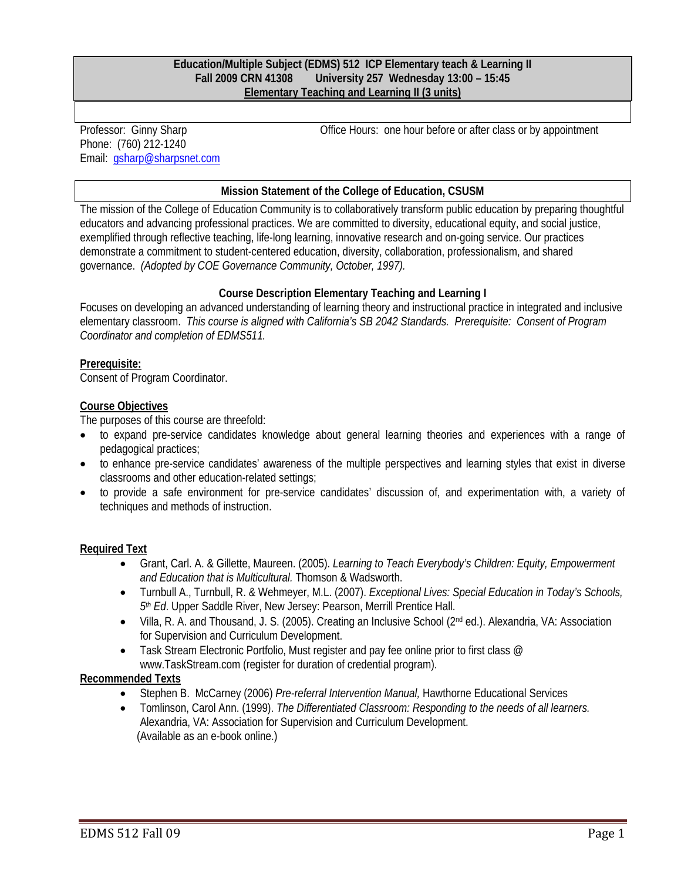**Education/Multiple Subject (EDMS) 512 ICP Elementary teach & Learning II**
**Fall 2009 CRN 41308 University 257 Wednesday 13:00 – 15:45**
**Elementary Teaching and Learning II (3 units)**

Professor: Ginny Sharp
Phone: (760) 212-1240
Email: gsharp@sharpsnet.com

Office Hours: one hour before or after class or by appointment

## Mission Statement of the College of Education, CSUSM

The mission of the College of Education Community is to collaboratively transform public education by preparing thoughtful educators and advancing professional practices. We are committed to diversity, educational equity, and social justice, exemplified through reflective teaching, life-long learning, innovative research and on-going service. Our practices demonstrate a commitment to student-centered education, diversity, collaboration, professionalism, and shared governance. *(Adopted by COE Governance Community, October, 1997).*

## Course Description Elementary Teaching and Learning I

Focuses on developing an advanced understanding of learning theory and instructional practice in integrated and inclusive elementary classroom. *This course is aligned with California's SB 2042 Standards. Prerequisite: Consent of Program Coordinator and completion of EDMS511.*

**Prerequisite:**
Consent of Program Coordinator.

**Course Objectives**
The purposes of this course are threefold:

- to expand pre-service candidates knowledge about general learning theories and experiences with a range of pedagogical practices;
- to enhance pre-service candidates' awareness of the multiple perspectives and learning styles that exist in diverse classrooms and other education-related settings;
- to provide a safe environment for pre-service candidates' discussion of, and experimentation with, a variety of techniques and methods of instruction.

**Required Text**

- Grant, Carl. A. & Gillette, Maureen. (2005). *Learning to Teach Everybody's Children: Equity, Empowerment and Education that is Multicultural.* Thomson & Wadsworth.
- Turnbull A., Turnbull, R. & Wehmeyer, M.L. (2007). *Exceptional Lives: Special Education in Today's Schools, 5th Ed*. Upper Saddle River, New Jersey: Pearson, Merrill Prentice Hall.
- Villa, R. A. and Thousand, J. S. (2005). Creating an Inclusive School (2nd ed.). Alexandria, VA: Association for Supervision and Curriculum Development.
- Task Stream Electronic Portfolio, Must register and pay fee online prior to first class @ www.TaskStream.com (register for duration of credential program).

**Recommended Texts**

- Stephen B. McCarney (2006) *Pre-referral Intervention Manual,* Hawthorne Educational Services
- Tomlinson, Carol Ann. (1999). *The Differentiated Classroom: Responding to the needs of all learners.* Alexandria, VA: Association for Supervision and Curriculum Development.
  (Available as an e-book online.)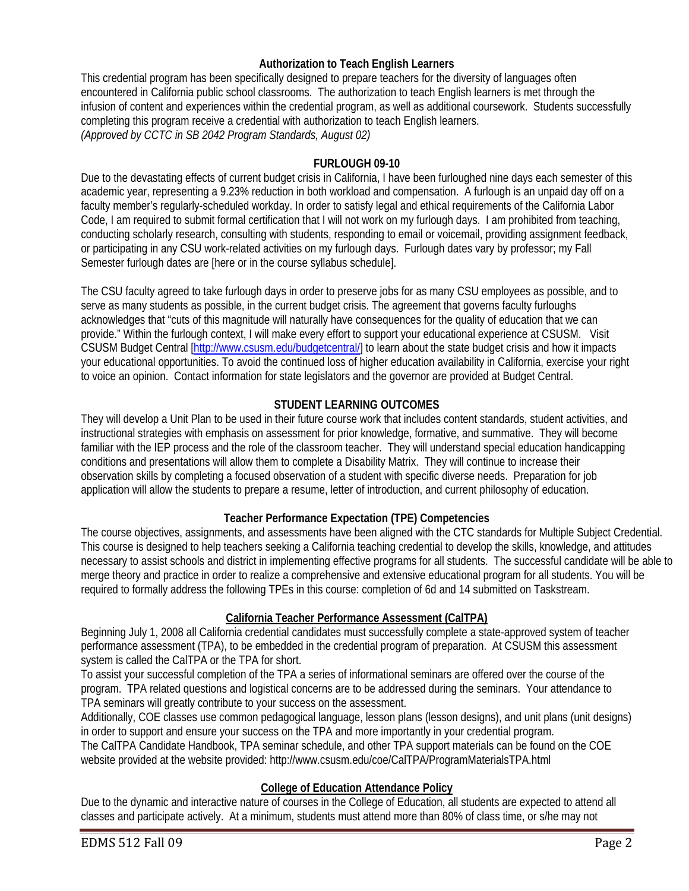## Authorization to Teach English Learners

This credential program has been specifically designed to prepare teachers for the diversity of languages often encountered in California public school classrooms. The authorization to teach English learners is met through the infusion of content and experiences within the credential program, as well as additional coursework. Students successfully completing this program receive a credential with authorization to teach English learners.
*(Approved by CCTC in SB 2042 Program Standards, August 02)*

## FURLOUGH 09-10

Due to the devastating effects of current budget crisis in California, I have been furloughed nine days each semester of this academic year, representing a 9.23% reduction in both workload and compensation. A furlough is an unpaid day off on a faculty member's regularly-scheduled workday. In order to satisfy legal and ethical requirements of the California Labor Code, I am required to submit formal certification that I will not work on my furlough days. I am prohibited from teaching, conducting scholarly research, consulting with students, responding to email or voicemail, providing assignment feedback, or participating in any CSU work-related activities on my furlough days. Furlough dates vary by professor; my Fall Semester furlough dates are [here or in the course syllabus schedule].

The CSU faculty agreed to take furlough days in order to preserve jobs for as many CSU employees as possible, and to serve as many students as possible, in the current budget crisis. The agreement that governs faculty furloughs acknowledges that "cuts of this magnitude will naturally have consequences for the quality of education that we can provide." Within the furlough context, I will make every effort to support your educational experience at CSUSM. Visit CSUSM Budget Central [http://www.csusm.edu/budgetcentral/] to learn about the state budget crisis and how it impacts your educational opportunities. To avoid the continued loss of higher education availability in California, exercise your right to voice an opinion. Contact information for state legislators and the governor are provided at Budget Central.

## STUDENT LEARNING OUTCOMES

They will develop a Unit Plan to be used in their future course work that includes content standards, student activities, and instructional strategies with emphasis on assessment for prior knowledge, formative, and summative. They will become familiar with the IEP process and the role of the classroom teacher. They will understand special education handicapping conditions and presentations will allow them to complete a Disability Matrix. They will continue to increase their observation skills by completing a focused observation of a student with specific diverse needs. Preparation for job application will allow the students to prepare a resume, letter of introduction, and current philosophy of education.

## Teacher Performance Expectation (TPE) Competencies

The course objectives, assignments, and assessments have been aligned with the CTC standards for Multiple Subject Credential. This course is designed to help teachers seeking a California teaching credential to develop the skills, knowledge, and attitudes necessary to assist schools and district in implementing effective programs for all students. The successful candidate will be able to merge theory and practice in order to realize a comprehensive and extensive educational program for all students. You will be required to formally address the following TPEs in this course: completion of 6d and 14 submitted on Taskstream.

## California Teacher Performance Assessment (CalTPA)

Beginning July 1, 2008 all California credential candidates must successfully complete a state-approved system of teacher performance assessment (TPA), to be embedded in the credential program of preparation. At CSUSM this assessment system is called the CalTPA or the TPA for short.

To assist your successful completion of the TPA a series of informational seminars are offered over the course of the program. TPA related questions and logistical concerns are to be addressed during the seminars. Your attendance to TPA seminars will greatly contribute to your success on the assessment.

Additionally, COE classes use common pedagogical language, lesson plans (lesson designs), and unit plans (unit designs) in order to support and ensure your success on the TPA and more importantly in your credential program.

The CalTPA Candidate Handbook, TPA seminar schedule, and other TPA support materials can be found on the COE website provided at the website provided: http://www.csusm.edu/coe/CalTPA/ProgramMaterialsTPA.html

## College of Education Attendance Policy

Due to the dynamic and interactive nature of courses in the College of Education, all students are expected to attend all classes and participate actively. At a minimum, students must attend more than 80% of class time, or s/he may not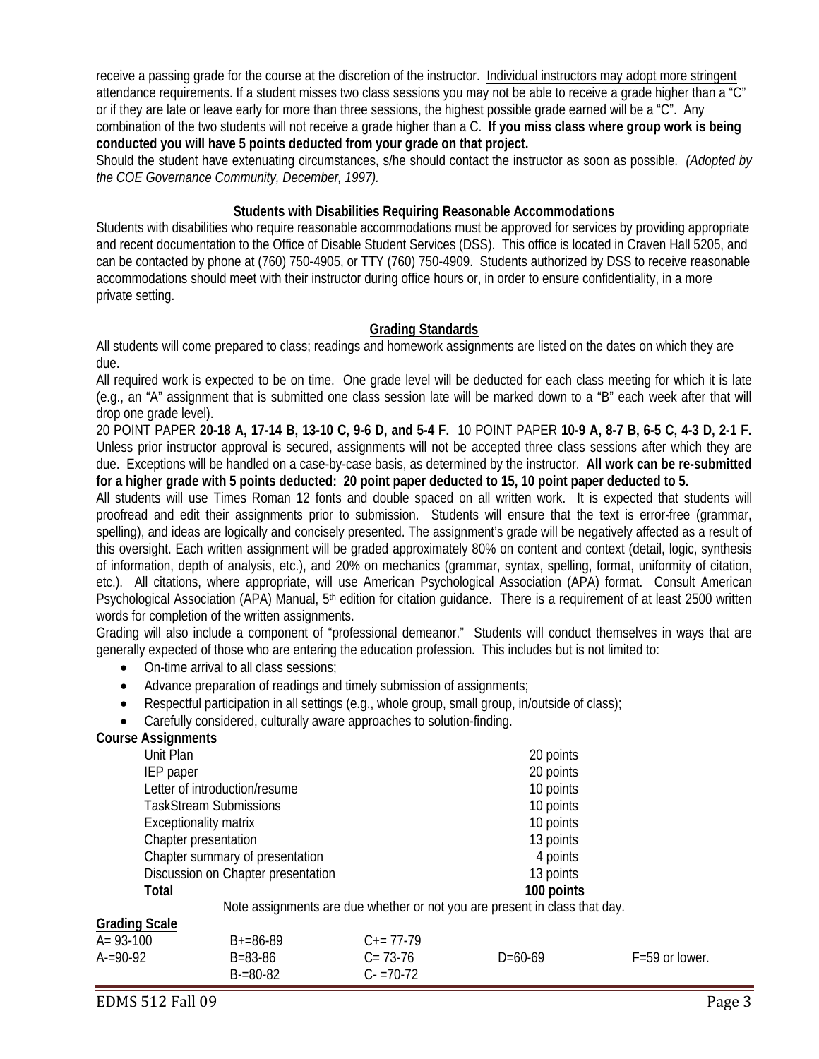receive a passing grade for the course at the discretion of the instructor. Individual instructors may adopt more stringent attendance requirements. If a student misses two class sessions you may not be able to receive a grade higher than a "C" or if they are late or leave early for more than three sessions, the highest possible grade earned will be a "C". Any combination of the two students will not receive a grade higher than a C. **If you miss class where group work is being conducted you will have 5 points deducted from your grade on that project.**

Should the student have extenuating circumstances, s/he should contact the instructor as soon as possible. *(Adopted by the COE Governance Community, December, 1997).*

**Students with Disabilities Requiring Reasonable Accommodations**

Students with disabilities who require reasonable accommodations must be approved for services by providing appropriate and recent documentation to the Office of Disable Student Services (DSS). This office is located in Craven Hall 5205, and can be contacted by phone at (760) 750-4905, or TTY (760) 750-4909. Students authorized by DSS to receive reasonable accommodations should meet with their instructor during office hours or, in order to ensure confidentiality, in a more private setting.

## Grading Standards

All students will come prepared to class; readings and homework assignments are listed on the dates on which they are due.

All required work is expected to be on time. One grade level will be deducted for each class meeting for which it is late (e.g., an "A" assignment that is submitted one class session late will be marked down to a "B" each week after that will drop one grade level).

20 POINT PAPER **20-18 A, 17-14 B, 13-10 C, 9-6 D, and 5-4 F.** 10 POINT PAPER **10-9 A, 8-7 B, 6-5 C, 4-3 D, 2-1 F.** Unless prior instructor approval is secured, assignments will not be accepted three class sessions after which they are due. Exceptions will be handled on a case-by-case basis, as determined by the instructor. **All work can be re-submitted for a higher grade with 5 points deducted: 20 point paper deducted to 15, 10 point paper deducted to 5.**

All students will use Times Roman 12 fonts and double spaced on all written work. It is expected that students will proofread and edit their assignments prior to submission. Students will ensure that the text is error-free (grammar, spelling), and ideas are logically and concisely presented. The assignment's grade will be negatively affected as a result of this oversight. Each written assignment will be graded approximately 80% on content and context (detail, logic, synthesis of information, depth of analysis, etc.), and 20% on mechanics (grammar, syntax, spelling, format, uniformity of citation, etc.). All citations, where appropriate, will use American Psychological Association (APA) format. Consult American Psychological Association (APA) Manual, 5th edition for citation guidance. There is a requirement of at least 2500 written words for completion of the written assignments.

Grading will also include a component of "professional demeanor." Students will conduct themselves in ways that are generally expected of those who are entering the education profession. This includes but is not limited to:

- On-time arrival to all class sessions;
- Advance preparation of readings and timely submission of assignments;
- Respectful participation in all settings (e.g., whole group, small group, in/outside of class);
- Carefully considered, culturally aware approaches to solution-finding.

**Course Assignments**

| Assignment | Points |
|---|---|
| Unit Plan | 20 points |
| IEP paper | 20 points |
| Letter of introduction/resume | 10 points |
| TaskStream Submissions | 10 points |
| Exceptionality matrix | 10 points |
| Chapter presentation | 13 points |
| Chapter summary of presentation | 4 points |
| Discussion on Chapter presentation | 13 points |
| **Total** | **100 points** |

Note assignments are due whether or not you are present in class that day.

**Grading Scale**

| | | | | |
|---|---|---|---|---|
| A= 93-100 | B+=86-89 | C+= 77-79 | | |
| A-=90-92 | B=83-86 | C= 73-76 | D=60-69 | F=59 or lower. |
| | B-=80-82 | C- =70-72 | | |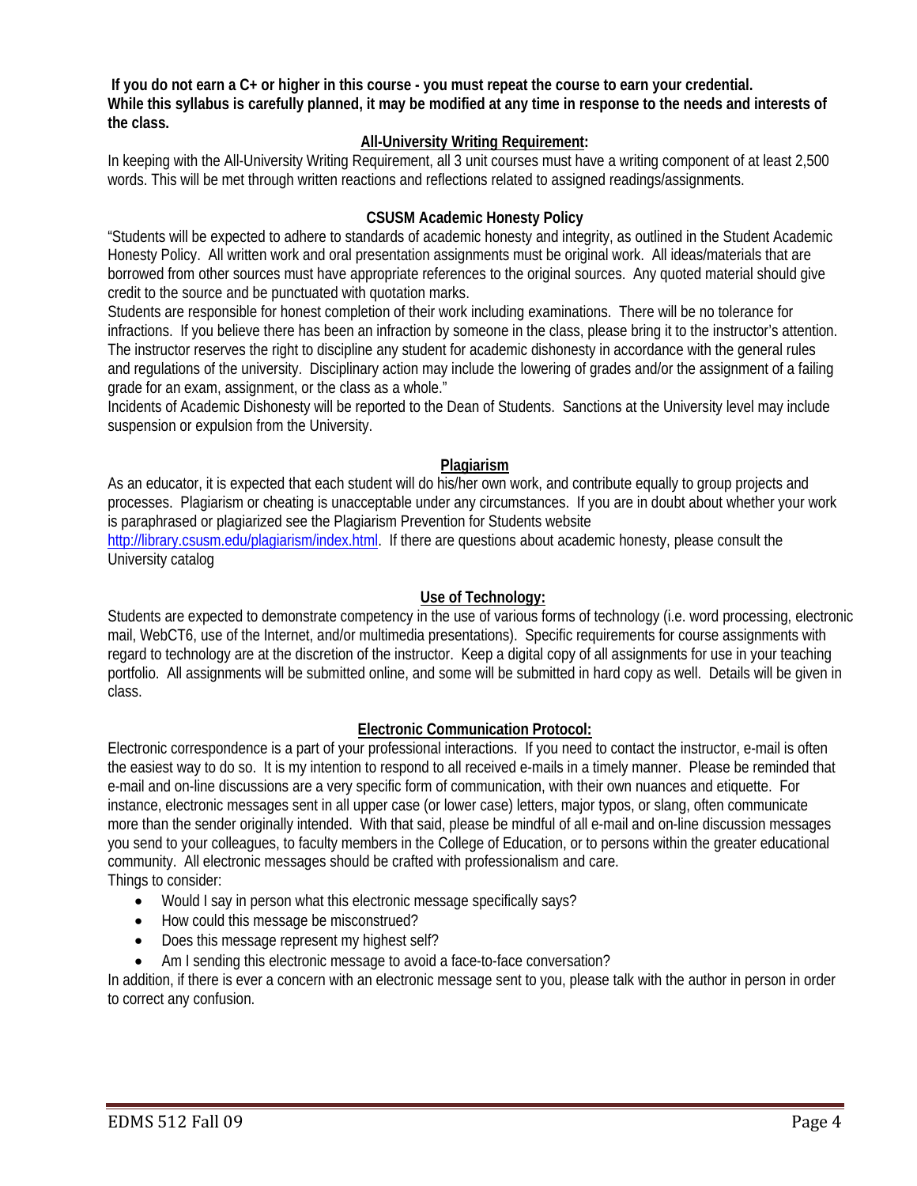**If you do not earn a C+ or higher in this course - you must repeat the course to earn your credential. While this syllabus is carefully planned, it may be modified at any time in response to the needs and interests of the class.**

## All-University Writing Requirement:

In keeping with the All-University Writing Requirement, all 3 unit courses must have a writing component of at least 2,500 words. This will be met through written reactions and reflections related to assigned readings/assignments.

## CSUSM Academic Honesty Policy

"Students will be expected to adhere to standards of academic honesty and integrity, as outlined in the Student Academic Honesty Policy. All written work and oral presentation assignments must be original work. All ideas/materials that are borrowed from other sources must have appropriate references to the original sources. Any quoted material should give credit to the source and be punctuated with quotation marks.

Students are responsible for honest completion of their work including examinations. There will be no tolerance for infractions. If you believe there has been an infraction by someone in the class, please bring it to the instructor's attention. The instructor reserves the right to discipline any student for academic dishonesty in accordance with the general rules and regulations of the university. Disciplinary action may include the lowering of grades and/or the assignment of a failing grade for an exam, assignment, or the class as a whole."

Incidents of Academic Dishonesty will be reported to the Dean of Students. Sanctions at the University level may include suspension or expulsion from the University.

## Plagiarism

As an educator, it is expected that each student will do his/her own work, and contribute equally to group projects and processes. Plagiarism or cheating is unacceptable under any circumstances. If you are in doubt about whether your work is paraphrased or plagiarized see the Plagiarism Prevention for Students website http://library.csusm.edu/plagiarism/index.html. If there are questions about academic honesty, please consult the University catalog

## Use of Technology:

Students are expected to demonstrate competency in the use of various forms of technology (i.e. word processing, electronic mail, WebCT6, use of the Internet, and/or multimedia presentations). Specific requirements for course assignments with regard to technology are at the discretion of the instructor. Keep a digital copy of all assignments for use in your teaching portfolio. All assignments will be submitted online, and some will be submitted in hard copy as well. Details will be given in class.

## Electronic Communication Protocol:

Electronic correspondence is a part of your professional interactions. If you need to contact the instructor, e-mail is often the easiest way to do so. It is my intention to respond to all received e-mails in a timely manner. Please be reminded that e-mail and on-line discussions are a very specific form of communication, with their own nuances and etiquette. For instance, electronic messages sent in all upper case (or lower case) letters, major typos, or slang, often communicate more than the sender originally intended. With that said, please be mindful of all e-mail and on-line discussion messages you send to your colleagues, to faculty members in the College of Education, or to persons within the greater educational community. All electronic messages should be crafted with professionalism and care.

Things to consider:

- Would I say in person what this electronic message specifically says?
- How could this message be misconstrued?
- Does this message represent my highest self?
- Am I sending this electronic message to avoid a face-to-face conversation?

In addition, if there is ever a concern with an electronic message sent to you, please talk with the author in person in order to correct any confusion.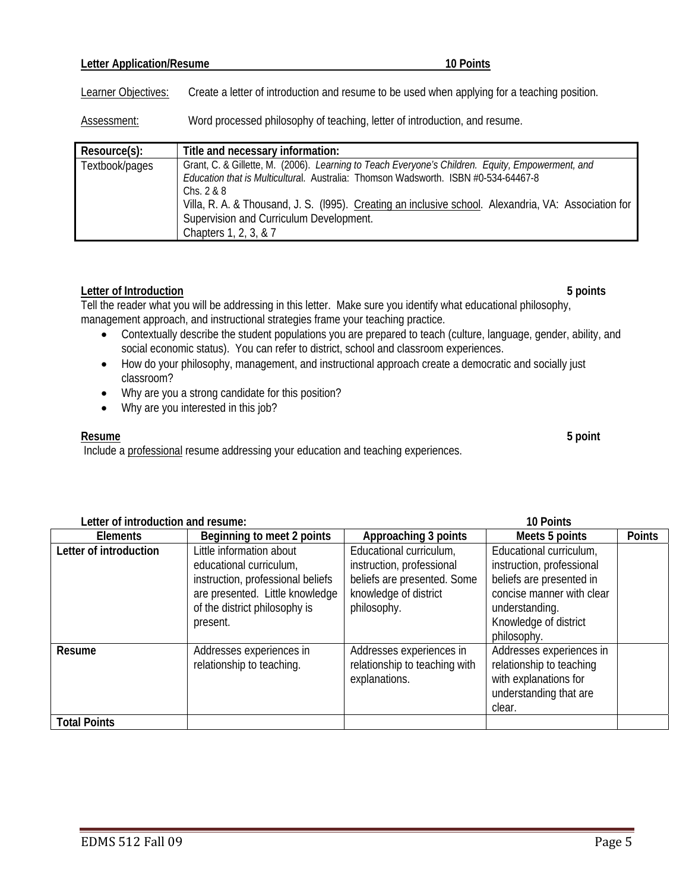**Letter Application/Resume 10 Points**

Learner Objectives: Create a letter of introduction and resume to be used when applying for a teaching position.

Assessment: Word processed philosophy of teaching, letter of introduction, and resume.

| Resource(s): | Title and necessary information: |
|---|---|
| Textbook/pages | Grant, C. & Gillette, M. (2006). *Learning to Teach Everyone's Children. Equity, Empowerment, and Education that is Multicultural*. Australia: Thomson Wadsworth. ISBN #0-534-64467-8<br>Chs. 2 & 8<br>Villa, R. A. & Thousand, J. S. (l995). Creating an inclusive school. Alexandria, VA: Association for Supervision and Curriculum Development.<br>Chapters 1, 2, 3, & 7 |

**Letter of Introduction 5 points**

Tell the reader what you will be addressing in this letter. Make sure you identify what educational philosophy, management approach, and instructional strategies frame your teaching practice.

- Contextually describe the student populations you are prepared to teach (culture, language, gender, ability, and social economic status). You can refer to district, school and classroom experiences.
- How do your philosophy, management, and instructional approach create a democratic and socially just classroom?
- Why are you a strong candidate for this position?
- Why are you interested in this job?

**Resume 5 point**

Include a professional resume addressing your education and teaching experiences.

**Letter of introduction and resume: 10 Points**

| Elements | Beginning to meet 2 points | Approaching 3 points | Meets 5 points | Points |
|---|---|---|---|---|
| **Letter of introduction** | Little information about educational curriculum, instruction, professional beliefs are presented. Little knowledge of the district philosophy is present. | Educational curriculum, instruction, professional beliefs are presented. Some knowledge of district philosophy. | Educational curriculum, instruction, professional beliefs are presented in concise manner with clear understanding. Knowledge of district philosophy. | |
| **Resume** | Addresses experiences in relationship to teaching. | Addresses experiences in relationship to teaching with explanations. | Addresses experiences in relationship to teaching with explanations for understanding that are clear. | |
| **Total Points** | | | | |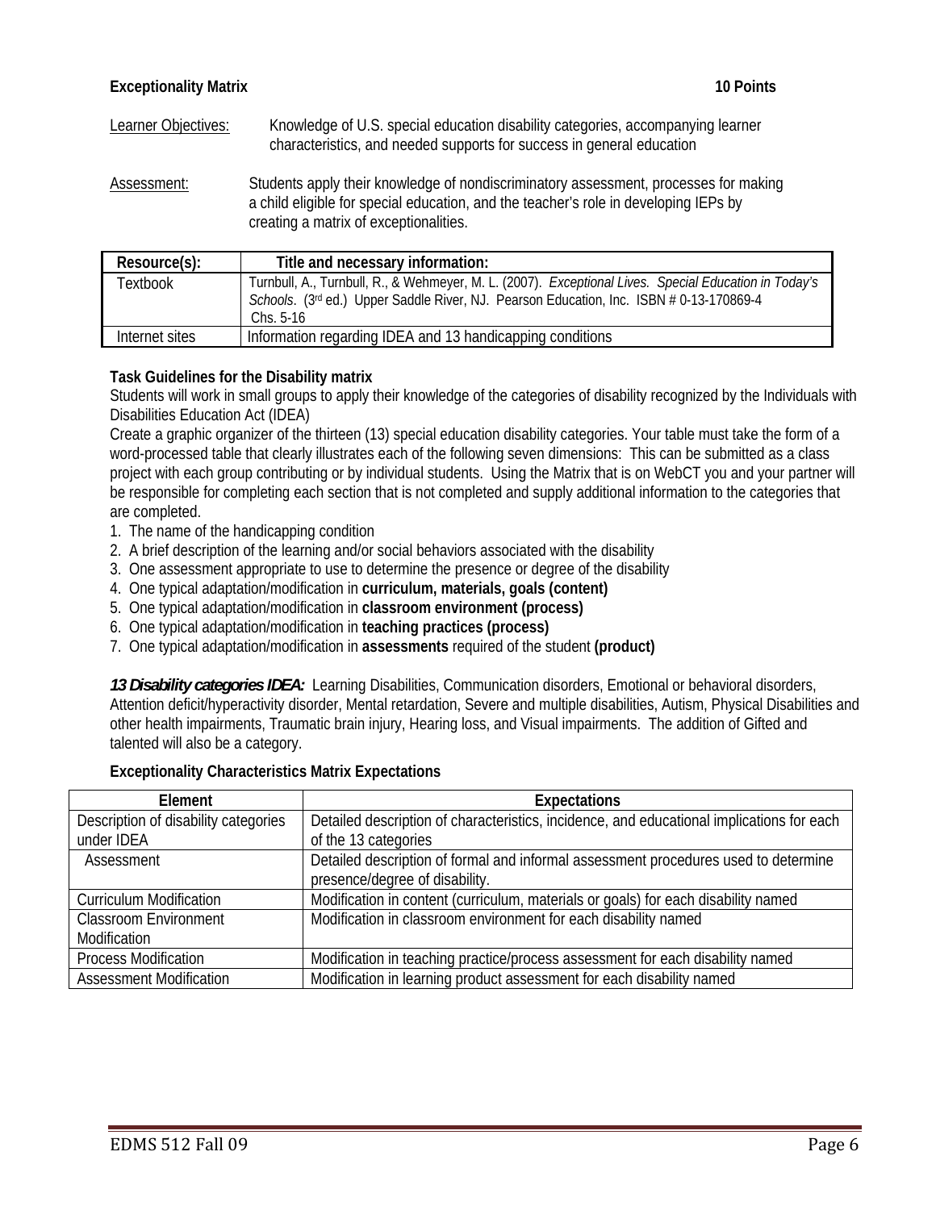**Exceptionality Matrix** **10 Points**

Learner Objectives: Knowledge of U.S. special education disability categories, accompanying learner characteristics, and needed supports for success in general education

Assessment: Students apply their knowledge of nondiscriminatory assessment, processes for making a child eligible for special education, and the teacher's role in developing IEPs by creating a matrix of exceptionalities.

| Resource(s): | Title and necessary information: |
|---|---|
| Textbook | Turnbull, A., Turnbull, R., & Wehmeyer, M. L. (2007). *Exceptional Lives. Special Education in Today's Schools*. (3rd ed.) Upper Saddle River, NJ. Pearson Education, Inc. ISBN # 0-13-170869-4 Chs. 5-16 |
| Internet sites | Information regarding IDEA and 13 handicapping conditions |

**Task Guidelines for the Disability matrix**

Students will work in small groups to apply their knowledge of the categories of disability recognized by the Individuals with Disabilities Education Act (IDEA)

Create a graphic organizer of the thirteen (13) special education disability categories. Your table must take the form of a word-processed table that clearly illustrates each of the following seven dimensions: This can be submitted as a class project with each group contributing or by individual students. Using the Matrix that is on WebCT you and your partner will be responsible for completing each section that is not completed and supply additional information to the categories that are completed.

1. The name of the handicapping condition
2. A brief description of the learning and/or social behaviors associated with the disability
3. One assessment appropriate to use to determine the presence or degree of the disability
4. One typical adaptation/modification in **curriculum, materials, goals (content)**
5. One typical adaptation/modification in **classroom environment (process)**
6. One typical adaptation/modification in **teaching practices (process)**
7. One typical adaptation/modification in **assessments** required of the student **(product)**

***13 Disability categories IDEA:*** Learning Disabilities, Communication disorders, Emotional or behavioral disorders, Attention deficit/hyperactivity disorder, Mental retardation, Severe and multiple disabilities, Autism, Physical Disabilities and other health impairments, Traumatic brain injury, Hearing loss, and Visual impairments. The addition of Gifted and talented will also be a category.

**Exceptionality Characteristics Matrix Expectations**

| Element | Expectations |
|---|---|
| Description of disability categories under IDEA | Detailed description of characteristics, incidence, and educational implications for each of the 13 categories |
| Assessment | Detailed description of formal and informal assessment procedures used to determine presence/degree of disability. |
| Curriculum Modification | Modification in content (curriculum, materials or goals) for each disability named |
| Classroom Environment Modification | Modification in classroom environment for each disability named |
| Process Modification | Modification in teaching practice/process assessment for each disability named |
| Assessment Modification | Modification in learning product assessment for each disability named |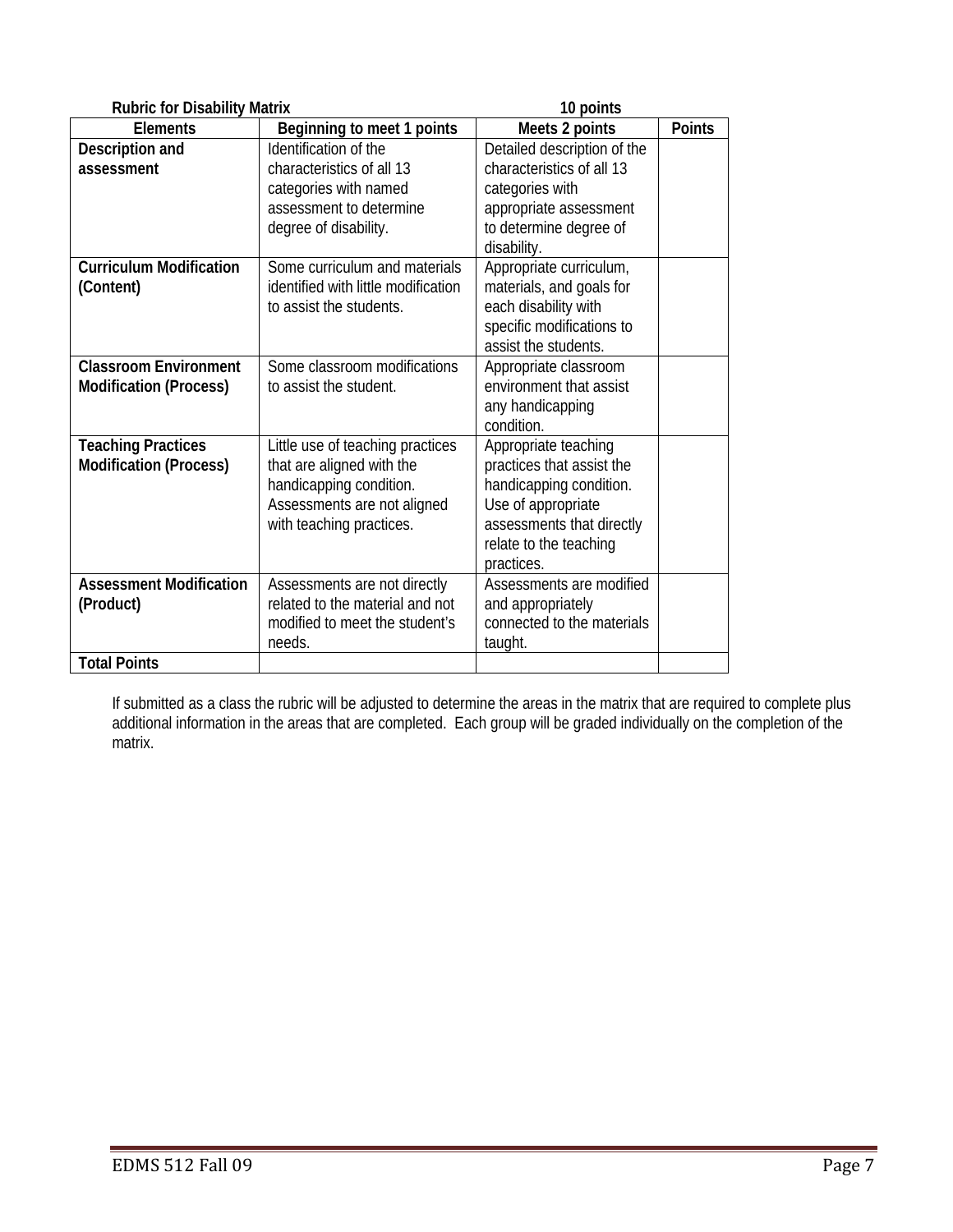**Rubric for Disability Matrix** **10 points**

| Elements | Beginning to meet 1 points | Meets 2 points | Points |
|---|---|---|---|
| **Description and assessment** | Identification of the characteristics of all 13 categories with named assessment to determine degree of disability. | Detailed description of the characteristics of all 13 categories with appropriate assessment to determine degree of disability. | |
| **Curriculum Modification (Content)** | Some curriculum and materials identified with little modification to assist the students. | Appropriate curriculum, materials, and goals for each disability with specific modifications to assist the students. | |
| **Classroom Environment Modification (Process)** | Some classroom modifications to assist the student. | Appropriate classroom environment that assist any handicapping condition. | |
| **Teaching Practices Modification (Process)** | Little use of teaching practices that are aligned with the handicapping condition. Assessments are not aligned with teaching practices. | Appropriate teaching practices that assist the handicapping condition. Use of appropriate assessments that directly relate to the teaching practices. | |
| **Assessment Modification (Product)** | Assessments are not directly related to the material and not modified to meet the student's needs. | Assessments are modified and appropriately connected to the materials taught. | |
| **Total Points** | | | |

If submitted as a class the rubric will be adjusted to determine the areas in the matrix that are required to complete plus additional information in the areas that are completed. Each group will be graded individually on the completion of the matrix.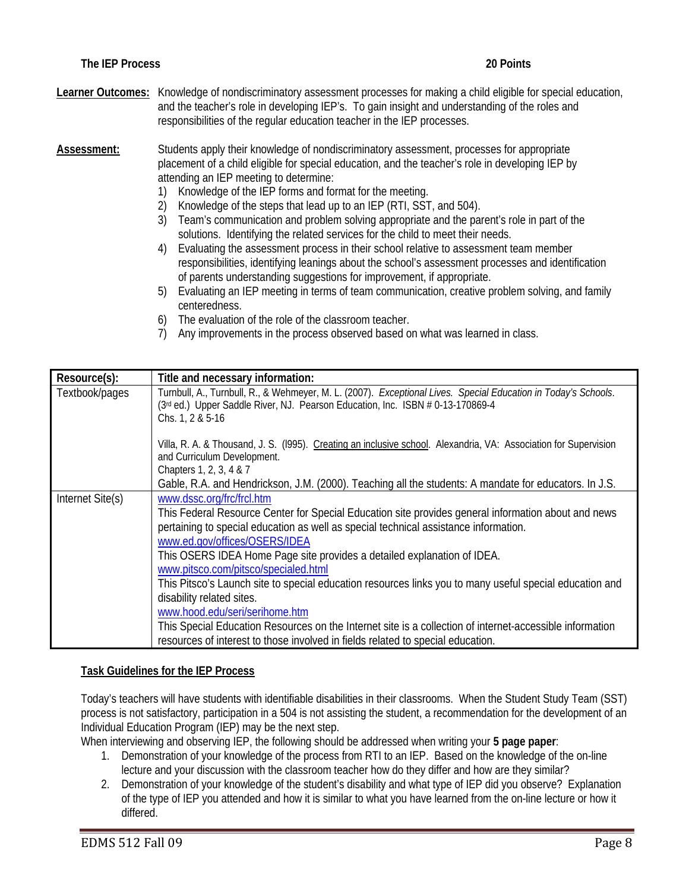**The IEP Process** **20 Points**

**Learner Outcomes:** Knowledge of nondiscriminatory assessment processes for making a child eligible for special education, and the teacher's role in developing IEP's. To gain insight and understanding of the roles and responsibilities of the regular education teacher in the IEP processes.

**Assessment:** Students apply their knowledge of nondiscriminatory assessment, processes for appropriate placement of a child eligible for special education, and the teacher's role in developing IEP by attending an IEP meeting to determine:

1) Knowledge of the IEP forms and format for the meeting.
2) Knowledge of the steps that lead up to an IEP (RTI, SST, and 504).
3) Team's communication and problem solving appropriate and the parent's role in part of the solutions. Identifying the related services for the child to meet their needs.
4) Evaluating the assessment process in their school relative to assessment team member responsibilities, identifying leanings about the school's assessment processes and identification of parents understanding suggestions for improvement, if appropriate.
5) Evaluating an IEP meeting in terms of team communication, creative problem solving, and family centeredness.
6) The evaluation of the role of the classroom teacher.
7) Any improvements in the process observed based on what was learned in class.

| Resource(s): | Title and necessary information: |
|---|---|
| Textbook/pages | Turnbull, A., Turnbull, R., & Wehmeyer, M. L. (2007). *Exceptional Lives. Special Education in Today's Schools*. (3rd ed.) Upper Saddle River, NJ. Pearson Education, Inc. ISBN # 0-13-170869-4<br>Chs. 1, 2 & 5-16<br><br>Villa, R. A. & Thousand, J. S. (l995). Creating an inclusive school. Alexandria, VA: Association for Supervision and Curriculum Development.<br>Chapters 1, 2, 3, 4 & 7<br>Gable, R.A. and Hendrickson, J.M. (2000). Teaching all the students: A mandate for educators. In J.S. |
| Internet Site(s) | www.dssc.org/frc/frcl.htm<br>This Federal Resource Center for Special Education site provides general information about and news pertaining to special education as well as special technical assistance information.<br>www.ed.gov/offices/OSERS/IDEA<br>This OSERS IDEA Home Page site provides a detailed explanation of IDEA.<br>www.pitsco.com/pitsco/specialed.html<br>This Pitsco's Launch site to special education resources links you to many useful special education and disability related sites.<br>www.hood.edu/seri/serihome.htm<br>This Special Education Resources on the Internet site is a collection of internet-accessible information resources of interest to those involved in fields related to special education. |

**Task Guidelines for the IEP Process**

Today's teachers will have students with identifiable disabilities in their classrooms. When the Student Study Team (SST) process is not satisfactory, participation in a 504 is not assisting the student, a recommendation for the development of an Individual Education Program (IEP) may be the next step.

When interviewing and observing IEP, the following should be addressed when writing your **5 page paper**:

1. Demonstration of your knowledge of the process from RTI to an IEP. Based on the knowledge of the on-line lecture and your discussion with the classroom teacher how do they differ and how are they similar?
2. Demonstration of your knowledge of the student's disability and what type of IEP did you observe? Explanation of the type of IEP you attended and how it is similar to what you have learned from the on-line lecture or how it differed.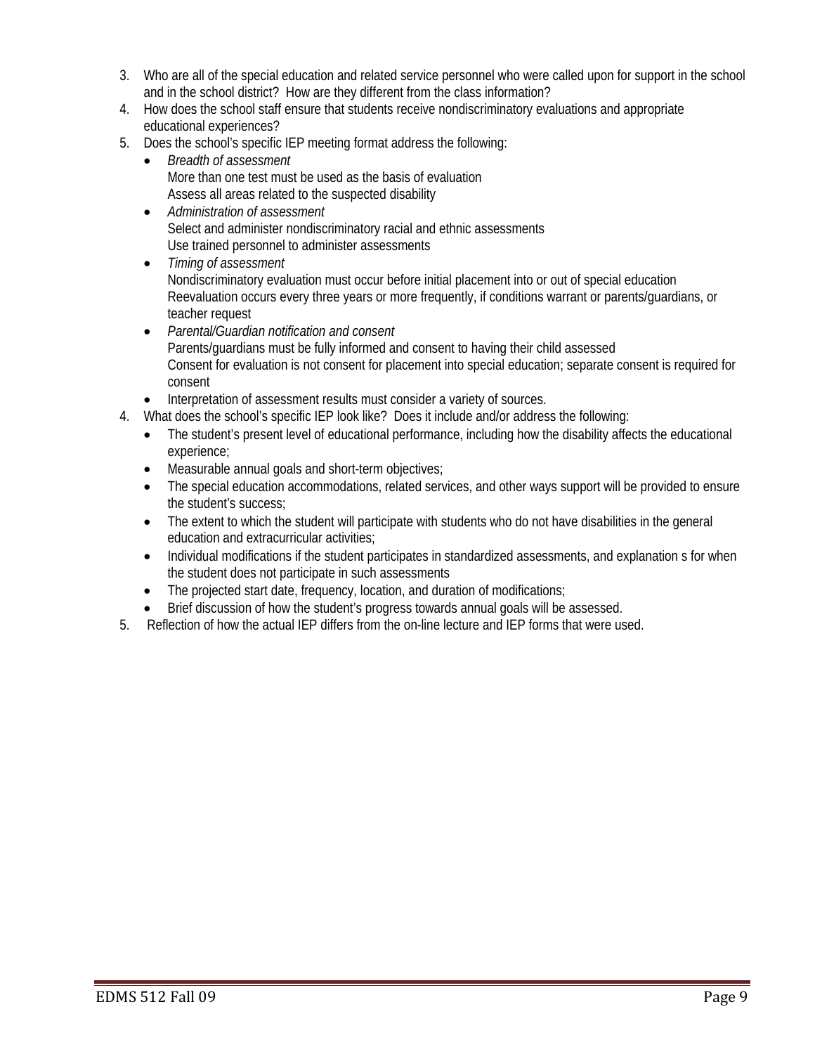3. Who are all of the special education and related service personnel who were called upon for support in the school and in the school district? How are they different from the class information?
4. How does the school staff ensure that students receive nondiscriminatory evaluations and appropriate educational experiences?
5. Does the school's specific IEP meeting format address the following:
   - *Breadth of assessment*
     More than one test must be used as the basis of evaluation
     Assess all areas related to the suspected disability
   - *Administration of assessment*
     Select and administer nondiscriminatory racial and ethnic assessments
     Use trained personnel to administer assessments
   - *Timing of assessment*
     Nondiscriminatory evaluation must occur before initial placement into or out of special education
     Reevaluation occurs every three years or more frequently, if conditions warrant or parents/guardians, or teacher request
   - *Parental/Guardian notification and consent*
     Parents/guardians must be fully informed and consent to having their child assessed
     Consent for evaluation is not consent for placement into special education; separate consent is required for consent
   - Interpretation of assessment results must consider a variety of sources.
4. What does the school's specific IEP look like? Does it include and/or address the following:
   - The student's present level of educational performance, including how the disability affects the educational experience;
   - Measurable annual goals and short-term objectives;
   - The special education accommodations, related services, and other ways support will be provided to ensure the student's success;
   - The extent to which the student will participate with students who do not have disabilities in the general education and extracurricular activities;
   - Individual modifications if the student participates in standardized assessments, and explanation s for when the student does not participate in such assessments
   - The projected start date, frequency, location, and duration of modifications;
   - Brief discussion of how the student's progress towards annual goals will be assessed.
5. Reflection of how the actual IEP differs from the on-line lecture and IEP forms that were used.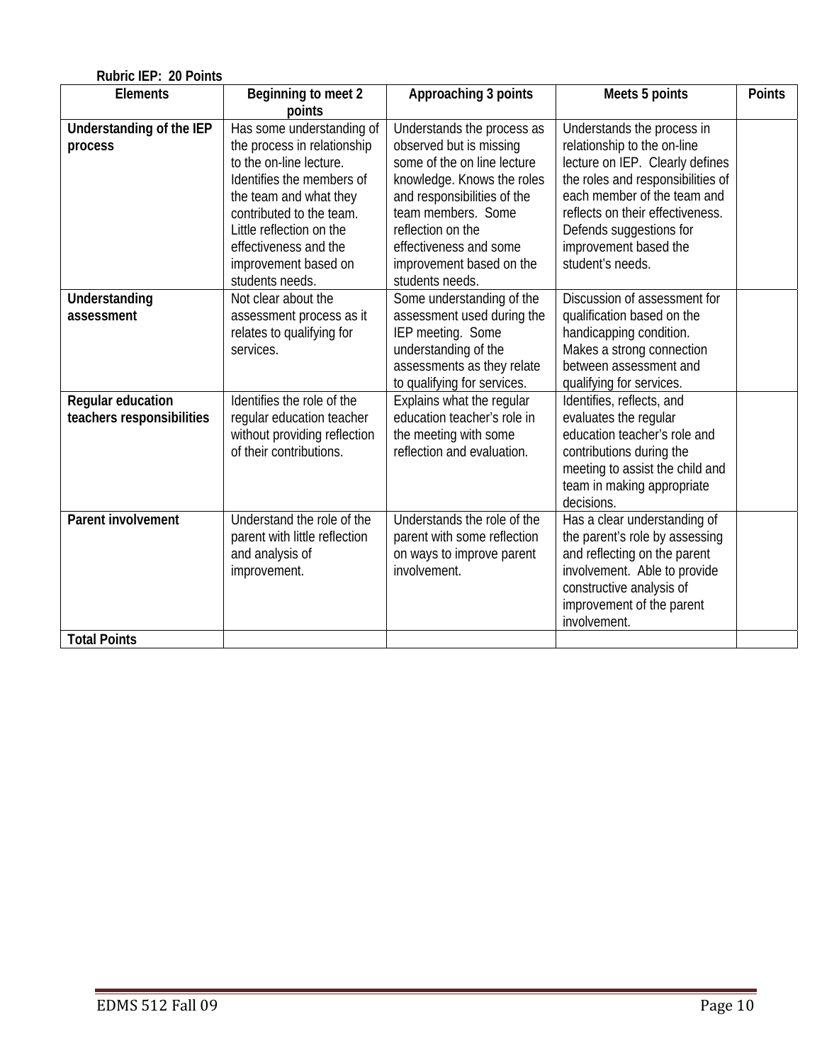**Rubric IEP: 20 Points**

| Elements | Beginning to meet 2 points | Approaching 3 points | Meets 5 points | Points |
|---|---|---|---|---|
| **Understanding of the IEP process** | Has some understanding of the process in relationship to the on-line lecture. Identifies the members of the team and what they contributed to the team. Little reflection on the effectiveness and the improvement based on students needs. | Understands the process as observed but is missing some of the on line lecture knowledge. Knows the roles and responsibilities of the team members. Some reflection on the effectiveness and some improvement based on the students needs. | Understands the process in relationship to the on-line lecture on IEP. Clearly defines the roles and responsibilities of each member of the team and reflects on their effectiveness. Defends suggestions for improvement based the student's needs. | |
| **Understanding assessment** | Not clear about the assessment process as it relates to qualifying for services. | Some understanding of the assessment used during the IEP meeting. Some understanding of the assessments as they relate to qualifying for services. | Discussion of assessment for qualification based on the handicapping condition. Makes a strong connection between assessment and qualifying for services. | |
| **Regular education teachers responsibilities** | Identifies the role of the regular education teacher without providing reflection of their contributions. | Explains what the regular education teacher's role in the meeting with some reflection and evaluation. | Identifies, reflects, and evaluates the regular education teacher's role and contributions during the meeting to assist the child and team in making appropriate decisions. | |
| **Parent involvement** | Understand the role of the parent with little reflection and analysis of improvement. | Understands the role of the parent with some reflection on ways to improve parent involvement. | Has a clear understanding of the parent's role by assessing and reflecting on the parent involvement. Able to provide constructive analysis of improvement of the parent involvement. | |
| **Total Points** | | | | |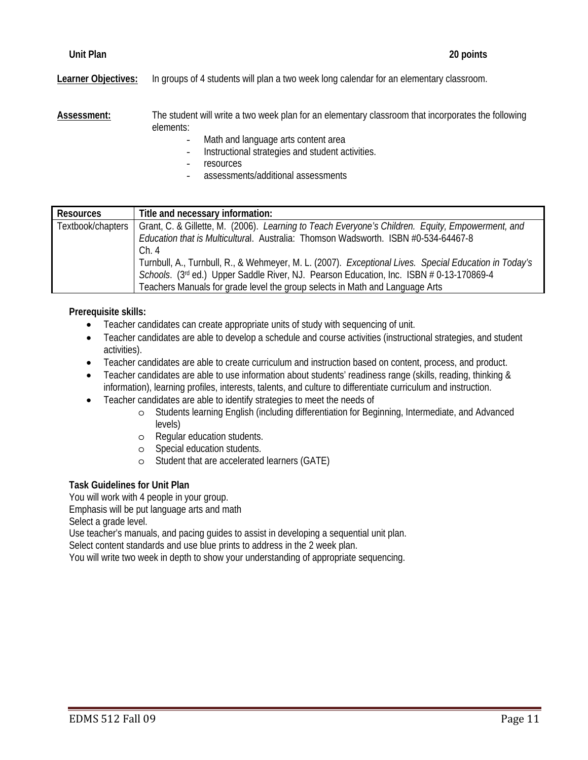**Unit Plan** **20 points**

**Learner Objectives:** In groups of 4 students will plan a two week long calendar for an elementary classroom.

**Assessment:** The student will write a two week plan for an elementary classroom that incorporates the following elements:

- Math and language arts content area
- Instructional strategies and student activities.
- resources
- assessments/additional assessments

| Resources | Title and necessary information: |
|---|---|
| Textbook/chapters | Grant, C. & Gillette, M. (2006). *Learning to Teach Everyone's Children. Equity, Empowerment, and Education that is Multicultura*l. Australia: Thomson Wadsworth. ISBN #0-534-64467-8<br>Ch. 4<br>Turnbull, A., Turnbull, R., & Wehmeyer, M. L. (2007). *Exceptional Lives. Special Education in Today's Schools*. (3rd ed.) Upper Saddle River, NJ. Pearson Education, Inc. ISBN # 0-13-170869-4<br>Teachers Manuals for grade level the group selects in Math and Language Arts |

**Prerequisite skills:**

- Teacher candidates can create appropriate units of study with sequencing of unit.
- Teacher candidates are able to develop a schedule and course activities (instructional strategies, and student activities).
- Teacher candidates are able to create curriculum and instruction based on content, process, and product.
- Teacher candidates are able to use information about students' readiness range (skills, reading, thinking & information), learning profiles, interests, talents, and culture to differentiate curriculum and instruction.
- Teacher candidates are able to identify strategies to meet the needs of
  - Students learning English (including differentiation for Beginning, Intermediate, and Advanced levels)
  - Regular education students.
  - Special education students.
  - Student that are accelerated learners (GATE)

**Task Guidelines for Unit Plan**

You will work with 4 people in your group.
Emphasis will be put language arts and math
Select a grade level.
Use teacher's manuals, and pacing guides to assist in developing a sequential unit plan.
Select content standards and use blue prints to address in the 2 week plan.
You will write two week in depth to show your understanding of appropriate sequencing.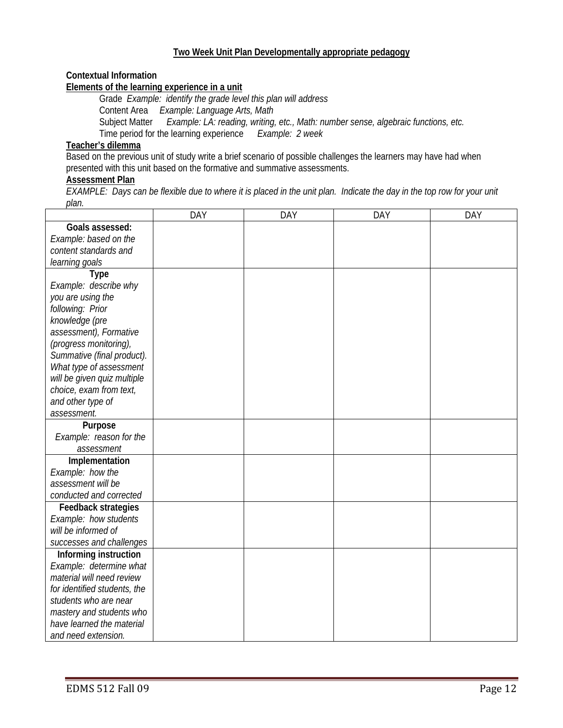## Two Week Unit Plan Developmentally appropriate pedagogy

**Contextual Information**

**Elements of the learning experience in a unit**

Grade *Example: identify the grade level this plan will address*
Content Area *Example: Language Arts, Math*
Subject Matter *Example: LA: reading, writing, etc., Math: number sense, algebraic functions, etc.*
Time period for the learning experience *Example: 2 week*

**Teacher's dilemma**

Based on the previous unit of study write a brief scenario of possible challenges the learners may have had when presented with this unit based on the formative and summative assessments.

**Assessment Plan**

*EXAMPLE: Days can be flexible due to where it is placed in the unit plan. Indicate the day in the top row for your unit plan.*

| | DAY | DAY | DAY | DAY |
|---|---|---|---|---|
| **Goals assessed:** *Example: based on the content standards and learning goals* | | | | |
| **Type** *Example: describe why you are using the following: Prior knowledge (pre assessment), Formative (progress monitoring), Summative (final product). What type of assessment will be given quiz multiple choice, exam from text, and other type of assessment.* | | | | |
| **Purpose** *Example: reason for the assessment* | | | | |
| **Implementation** *Example: how the assessment will be conducted and corrected* | | | | |
| **Feedback strategies** *Example: how students will be informed of successes and challenges* | | | | |
| **Informing instruction** *Example: determine what material will need review for identified students, the students who are near mastery and students who have learned the material and need extension.* | | | | |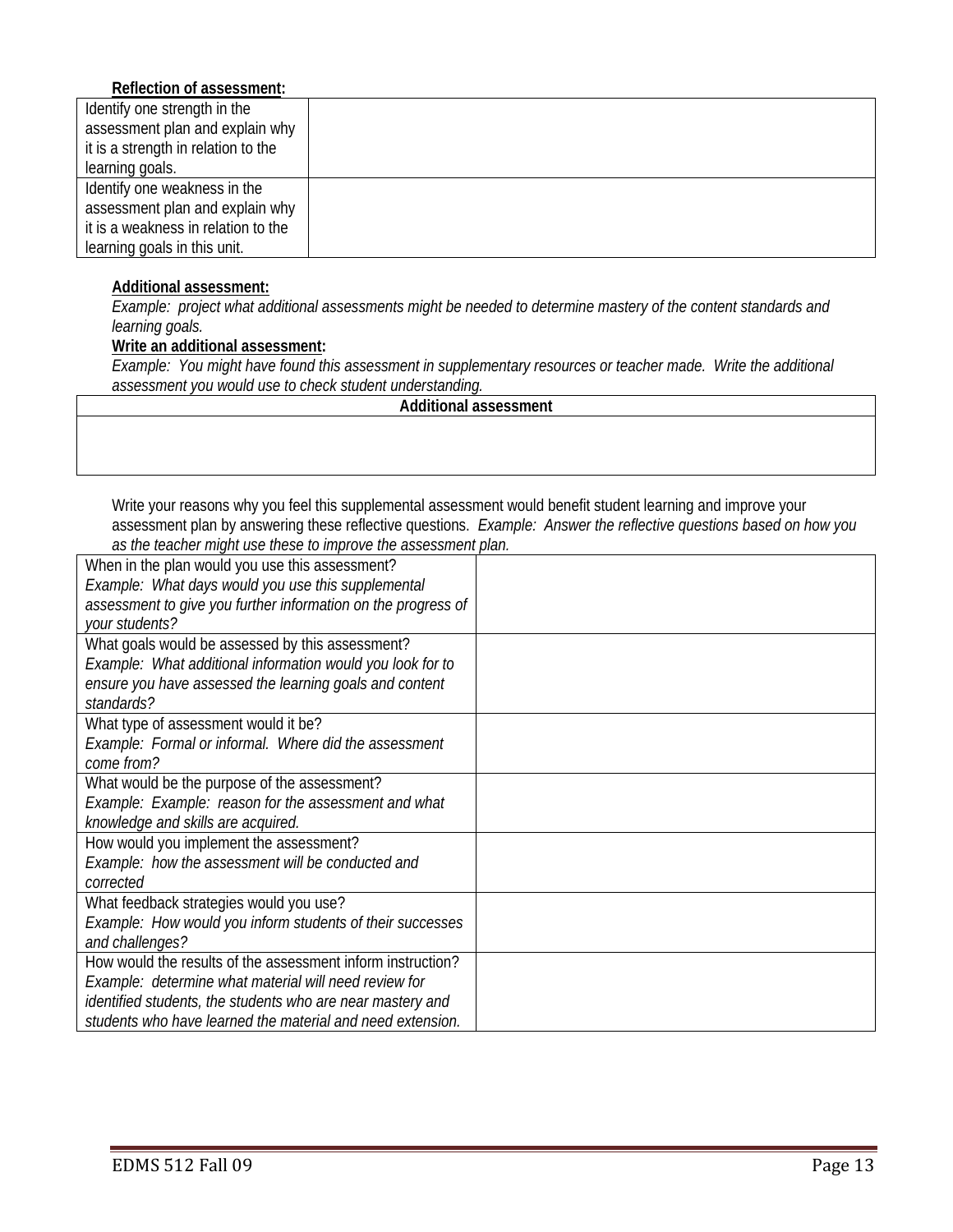**Reflection of assessment:**

| | |
|---|---|
| Identify one strength in the assessment plan and explain why it is a strength in relation to the learning goals. | |
| Identify one weakness in the assessment plan and explain why it is a weakness in relation to the learning goals in this unit. | |

**Additional assessment:**

*Example: project what additional assessments might be needed to determine mastery of the content standards and learning goals.*

**Write an additional assessment:**

*Example: You might have found this assessment in supplementary resources or teacher made. Write the additional assessment you would use to check student understanding.*

| Additional assessment |
|---|
| |

Write your reasons why you feel this supplemental assessment would benefit student learning and improve your assessment plan by answering these reflective questions. *Example: Answer the reflective questions based on how you as the teacher might use these to improve the assessment plan.*

| | |
|---|---|
| When in the plan would you use this assessment? *Example: What days would you use this supplemental assessment to give you further information on the progress of your students?* | |
| What goals would be assessed by this assessment? *Example: What additional information would you look for to ensure you have assessed the learning goals and content standards?* | |
| What type of assessment would it be? *Example: Formal or informal. Where did the assessment come from?* | |
| What would be the purpose of the assessment? *Example: Example: reason for the assessment and what knowledge and skills are acquired.* | |
| How would you implement the assessment? *Example: how the assessment will be conducted and corrected* | |
| What feedback strategies would you use? *Example: How would you inform students of their successes and challenges?* | |
| How would the results of the assessment inform instruction? *Example: determine what material will need review for identified students, the students who are near mastery and students who have learned the material and need extension.* | |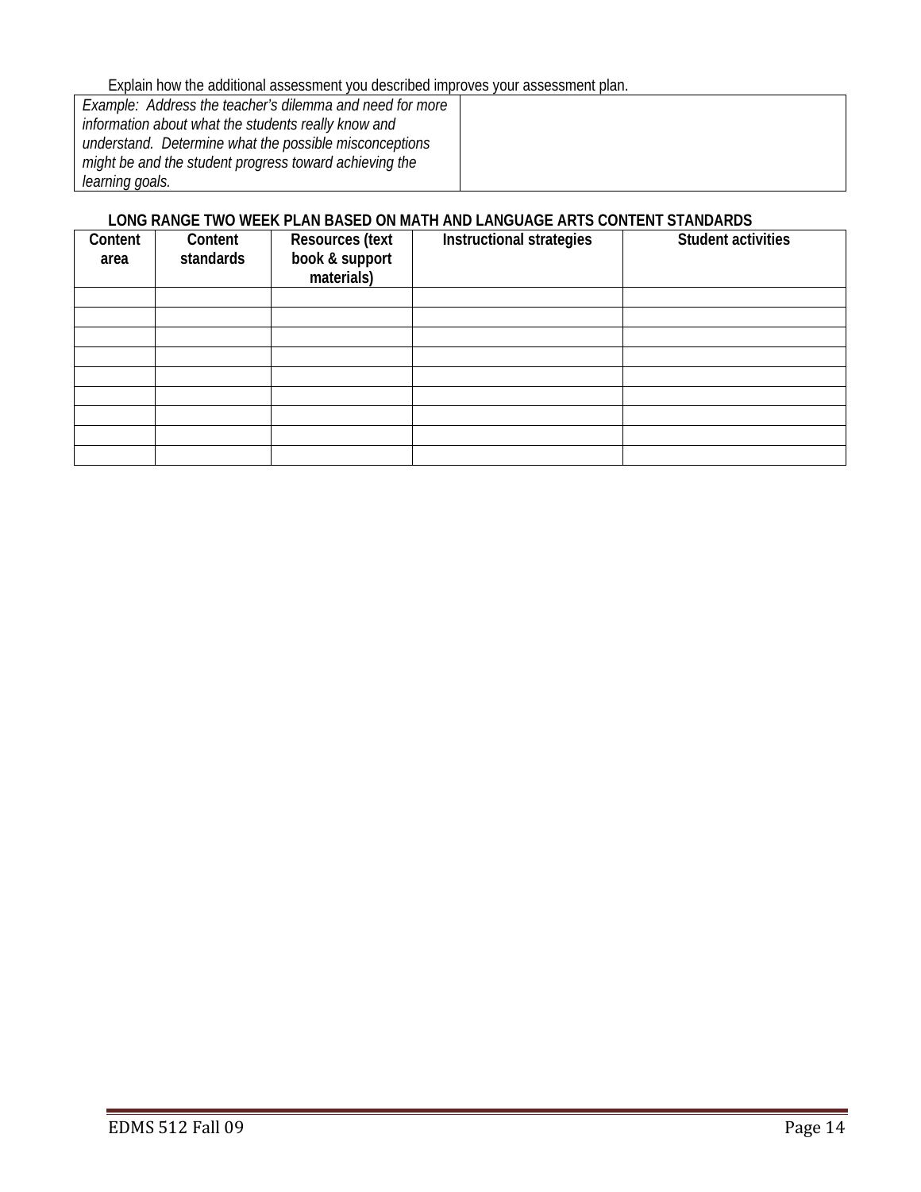Explain how the additional assessment you described improves your assessment plan.

| *Example: Address the teacher's dilemma and need for more information about what the students really know and understand. Determine what the possible misconceptions might be and the student progress toward achieving the learning goals.* | |
|---|---|

**LONG RANGE TWO WEEK PLAN BASED ON MATH AND LANGUAGE ARTS CONTENT STANDARDS**

| Content area | Content standards | Resources (text book & support materials) | Instructional strategies | Student activities |
|---|---|---|---|---|
| | | | | |
| | | | | |
| | | | | |
| | | | | |
| | | | | |
| | | | | |
| | | | | |
| | | | | |
| | | | | |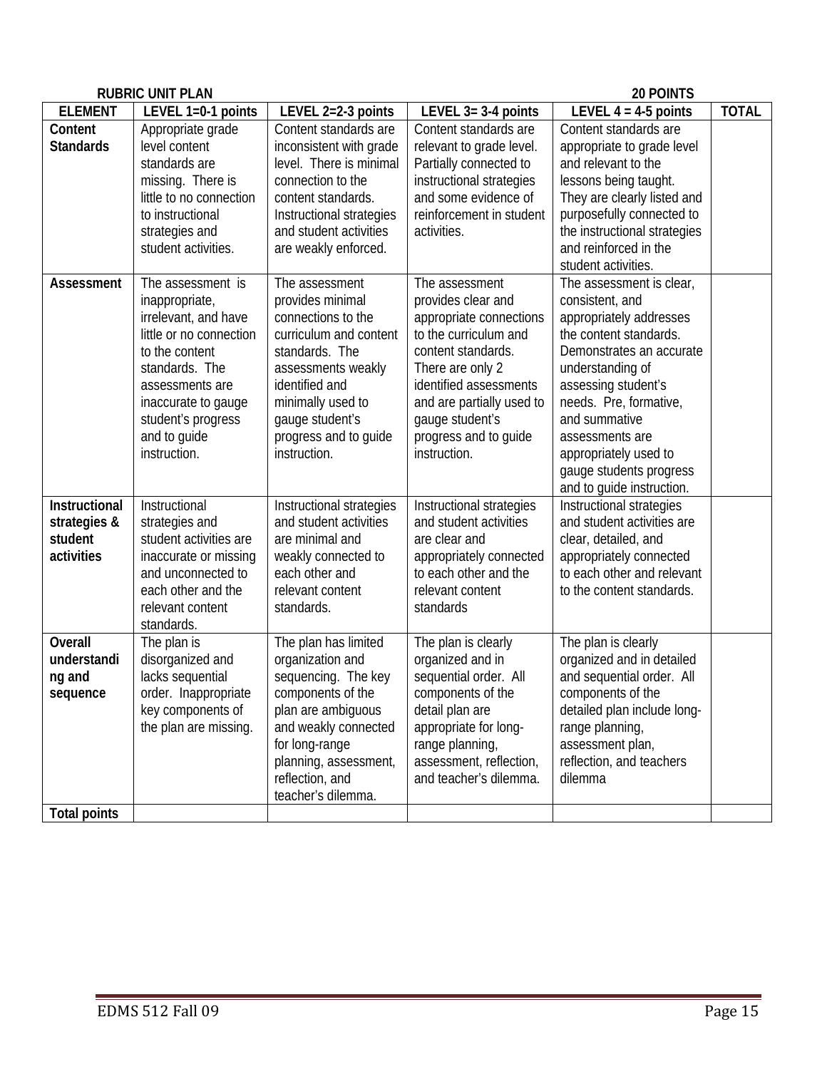**RUBRIC UNIT PLAN** **20 POINTS**

| ELEMENT | LEVEL 1=0-1 points | LEVEL 2=2-3 points | LEVEL 3= 3-4 points | LEVEL 4 = 4-5 points | TOTAL |
|---|---|---|---|---|---|
| **Content Standards** | Appropriate grade level content standards are missing. There is little to no connection to instructional strategies and student activities. | Content standards are inconsistent with grade level. There is minimal connection to the content standards. Instructional strategies and student activities are weakly enforced. | Content standards are relevant to grade level. Partially connected to instructional strategies and some evidence of reinforcement in student activities. | Content standards are appropriate to grade level and relevant to the lessons being taught. They are clearly listed and purposefully connected to the instructional strategies and reinforced in the student activities. | |
| **Assessment** | The assessment is inappropriate, irrelevant, and have little or no connection to the content standards. The assessments are inaccurate to gauge student's progress and to guide instruction. | The assessment provides minimal connections to the curriculum and content standards. The assessments weakly identified and minimally used to gauge student's progress and to guide instruction. | The assessment provides clear and appropriate connections to the curriculum and content standards. There are only 2 identified assessments and are partially used to gauge student's progress and to guide instruction. | The assessment is clear, consistent, and appropriately addresses the content standards. Demonstrates an accurate understanding of assessing student's needs. Pre, formative, and summative assessments are appropriately used to gauge students progress and to guide instruction. | |
| **Instructional strategies & student activities** | Instructional strategies and student activities are inaccurate or missing and unconnected to each other and the relevant content standards. | Instructional strategies and student activities are minimal and weakly connected to each other and relevant content standards. | Instructional strategies and student activities are clear and appropriately connected to each other and the relevant content standards | Instructional strategies and student activities are clear, detailed, and appropriately connected to each other and relevant to the content standards. | |
| **Overall understanding and sequence** | The plan is disorganized and lacks sequential order. Inappropriate key components of the plan are missing. | The plan has limited organization and sequencing. The key components of the plan are ambiguous and weakly connected for long-range planning, assessment, reflection, and teacher's dilemma. | The plan is clearly organized and in sequential order. All components of the detail plan are appropriate for long-range planning, assessment, reflection, and teacher's dilemma. | The plan is clearly organized and in detailed and sequential order. All components of the detailed plan include long-range planning, assessment plan, reflection, and teachers dilemma | |
| **Total points** | | | | | |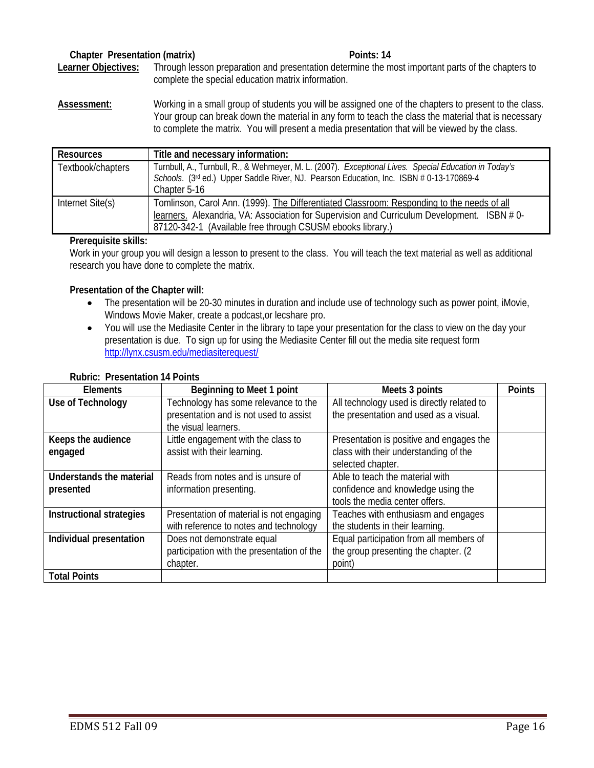**Chapter Presentation (matrix)** **Points: 14**

**Learner Objectives:** Through lesson preparation and presentation determine the most important parts of the chapters to complete the special education matrix information.

**Assessment:** Working in a small group of students you will be assigned one of the chapters to present to the class. Your group can break down the material in any form to teach the class the material that is necessary to complete the matrix. You will present a media presentation that will be viewed by the class.

| Resources | Title and necessary information: |
|---|---|
| Textbook/chapters | Turnbull, A., Turnbull, R., & Wehmeyer, M. L. (2007). *Exceptional Lives. Special Education in Today's Schools*. (3rd ed.) Upper Saddle River, NJ. Pearson Education, Inc. ISBN # 0-13-170869-4<br>Chapter 5-16 |
| Internet Site(s) | Tomlinson, Carol Ann. (1999). The Differentiated Classroom: Responding to the needs of all learners. Alexandria, VA: Association for Supervision and Curriculum Development. ISBN # 0-87120-342-1 (Available free through CSUSM ebooks library.) |

**Prerequisite skills:**

Work in your group you will design a lesson to present to the class. You will teach the text material as well as additional research you have done to complete the matrix.

**Presentation of the Chapter will:**

- The presentation will be 20-30 minutes in duration and include use of technology such as power point, iMovie, Windows Movie Maker, create a podcast,or lecshare pro.
- You will use the Mediasite Center in the library to tape your presentation for the class to view on the day your presentation is due. To sign up for using the Mediasite Center fill out the media site request form http://lynx.csusm.edu/mediasiterequest/

**Rubric: Presentation 14 Points**

| Elements | Beginning to Meet 1 point | Meets 3 points | Points |
|---|---|---|---|
| **Use of Technology** | Technology has some relevance to the presentation and is not used to assist the visual learners. | All technology used is directly related to the presentation and used as a visual. | |
| **Keeps the audience engaged** | Little engagement with the class to assist with their learning. | Presentation is positive and engages the class with their understanding of the selected chapter. | |
| **Understands the material presented** | Reads from notes and is unsure of information presenting. | Able to teach the material with confidence and knowledge using the tools the media center offers. | |
| **Instructional strategies** | Presentation of material is not engaging with reference to notes and technology | Teaches with enthusiasm and engages the students in their learning. | |
| **Individual presentation** | Does not demonstrate equal participation with the presentation of the chapter. | Equal participation from all members of the group presenting the chapter. (2 point) | |
| **Total Points** | | | |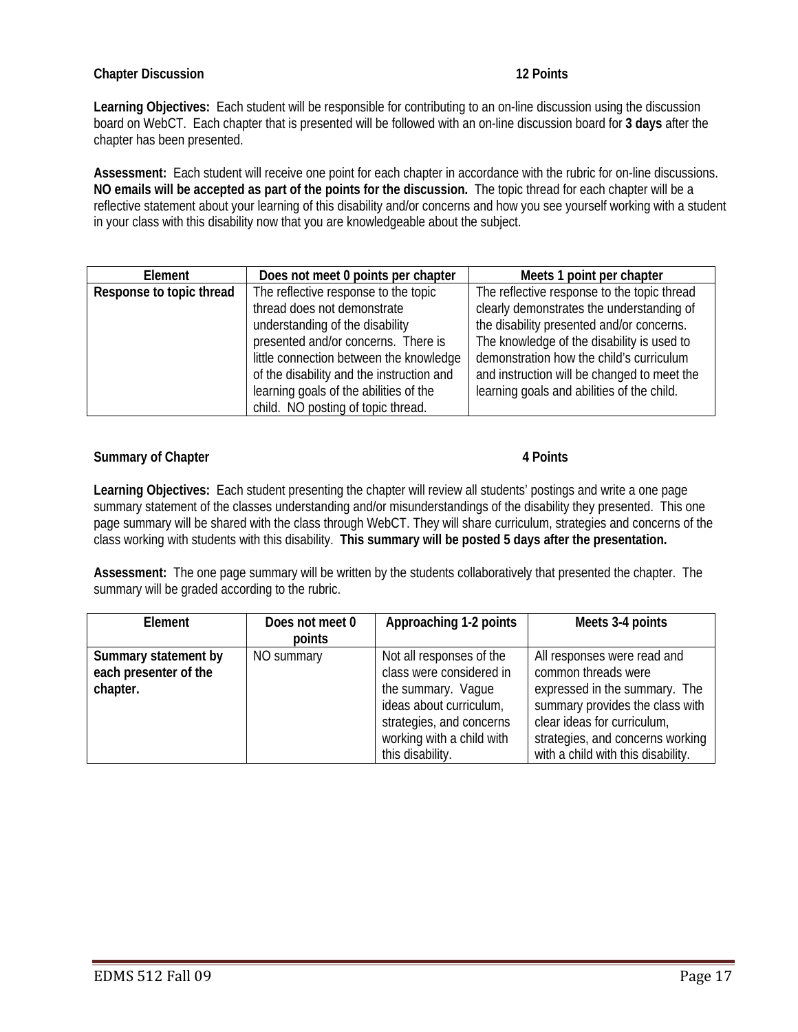**Chapter Discussion 12 Points**

**Learning Objectives:** Each student will be responsible for contributing to an on-line discussion using the discussion board on WebCT. Each chapter that is presented will be followed with an on-line discussion board for **3 days** after the chapter has been presented.

**Assessment:** Each student will receive one point for each chapter in accordance with the rubric for on-line discussions. **NO emails will be accepted as part of the points for the discussion.** The topic thread for each chapter will be a reflective statement about your learning of this disability and/or concerns and how you see yourself working with a student in your class with this disability now that you are knowledgeable about the subject.

| Element | Does not meet 0 points per chapter | Meets 1 point per chapter |
|---|---|---|
| **Response to topic thread** | The reflective response to the topic thread does not demonstrate understanding of the disability presented and/or concerns. There is little connection between the knowledge of the disability and the instruction and learning goals of the abilities of the child. NO posting of topic thread. | The reflective response to the topic thread clearly demonstrates the understanding of the disability presented and/or concerns. The knowledge of the disability is used to demonstration how the child's curriculum and instruction will be changed to meet the learning goals and abilities of the child. |

**Summary of Chapter 4 Points**

**Learning Objectives:** Each student presenting the chapter will review all students' postings and write a one page summary statement of the classes understanding and/or misunderstandings of the disability they presented. This one page summary will be shared with the class through WebCT. They will share curriculum, strategies and concerns of the class working with students with this disability. **This summary will be posted 5 days after the presentation.**

**Assessment:** The one page summary will be written by the students collaboratively that presented the chapter. The summary will be graded according to the rubric.

| Element | Does not meet 0 points | Approaching 1-2 points | Meets 3-4 points |
|---|---|---|---|
| **Summary statement by each presenter of the chapter.** | NO summary | Not all responses of the class were considered in the summary. Vague ideas about curriculum, strategies, and concerns working with a child with this disability. | All responses were read and common threads were expressed in the summary. The summary provides the class with clear ideas for curriculum, strategies, and concerns working with a child with this disability. |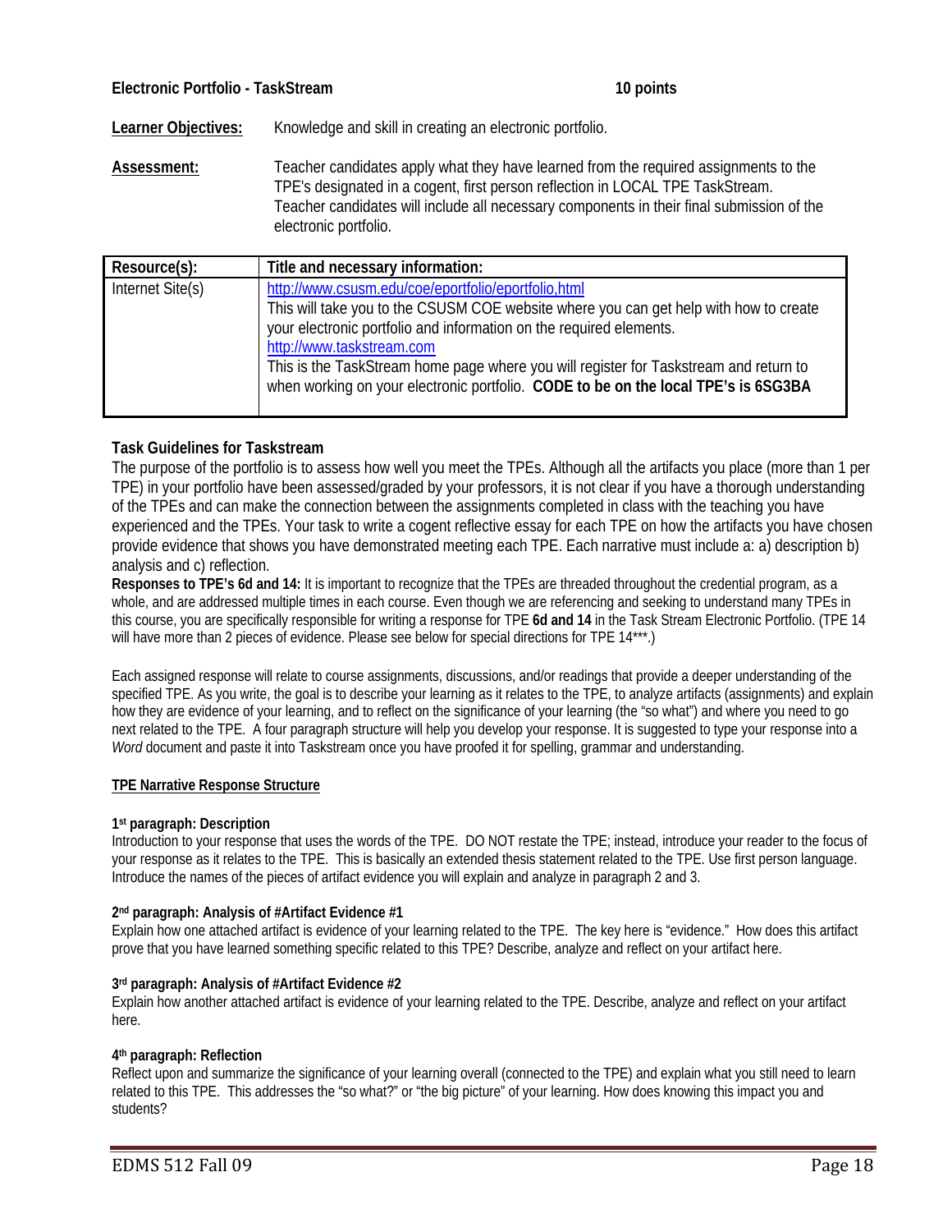**Electronic Portfolio - TaskStream** **10 points**

**Learner Objectives:** Knowledge and skill in creating an electronic portfolio.

**Assessment:** Teacher candidates apply what they have learned from the required assignments to the TPE's designated in a cogent, first person reflection in LOCAL TPE TaskStream. Teacher candidates will include all necessary components in their final submission of the electronic portfolio.

| Resource(s): | Title and necessary information: |
| --- | --- |
| Internet Site(s) | http://www.csusm.edu/coe/eportfolio/eportfolio,html<br>This will take you to the CSUSM COE website where you can get help with how to create your electronic portfolio and information on the required elements.<br>http://www.taskstream.com<br>This is the TaskStream home page where you will register for Taskstream and return to when working on your electronic portfolio. **CODE to be on the local TPE's is 6SG3BA** |

**Task Guidelines for Taskstream**

The purpose of the portfolio is to assess how well you meet the TPEs. Although all the artifacts you place (more than 1 per TPE) in your portfolio have been assessed/graded by your professors, it is not clear if you have a thorough understanding of the TPEs and can make the connection between the assignments completed in class with the teaching you have experienced and the TPEs. Your task to write a cogent reflective essay for each TPE on how the artifacts you have chosen provide evidence that shows you have demonstrated meeting each TPE. Each narrative must include a: a) description b) analysis and c) reflection.

**Responses to TPE's 6d and 14:** It is important to recognize that the TPEs are threaded throughout the credential program, as a whole, and are addressed multiple times in each course. Even though we are referencing and seeking to understand many TPEs in this course, you are specifically responsible for writing a response for TPE **6d and 14** in the Task Stream Electronic Portfolio. (TPE 14 will have more than 2 pieces of evidence. Please see below for special directions for TPE 14***.)

Each assigned response will relate to course assignments, discussions, and/or readings that provide a deeper understanding of the specified TPE. As you write, the goal is to describe your learning as it relates to the TPE, to analyze artifacts (assignments) and explain how they are evidence of your learning, and to reflect on the significance of your learning (the "so what") and where you need to go next related to the TPE. A four paragraph structure will help you develop your response. It is suggested to type your response into a *Word* document and paste it into Taskstream once you have proofed it for spelling, grammar and understanding.

**TPE Narrative Response Structure**

**1st paragraph: Description**

Introduction to your response that uses the words of the TPE. DO NOT restate the TPE; instead, introduce your reader to the focus of your response as it relates to the TPE. This is basically an extended thesis statement related to the TPE. Use first person language. Introduce the names of the pieces of artifact evidence you will explain and analyze in paragraph 2 and 3.

**2nd paragraph: Analysis of #Artifact Evidence #1**

Explain how one attached artifact is evidence of your learning related to the TPE. The key here is "evidence." How does this artifact prove that you have learned something specific related to this TPE? Describe, analyze and reflect on your artifact here.

**3rd paragraph: Analysis of #Artifact Evidence #2**

Explain how another attached artifact is evidence of your learning related to the TPE. Describe, analyze and reflect on your artifact here.

**4th paragraph: Reflection**

Reflect upon and summarize the significance of your learning overall (connected to the TPE) and explain what you still need to learn related to this TPE. This addresses the "so what?" or "the big picture" of your learning. How does knowing this impact you and students?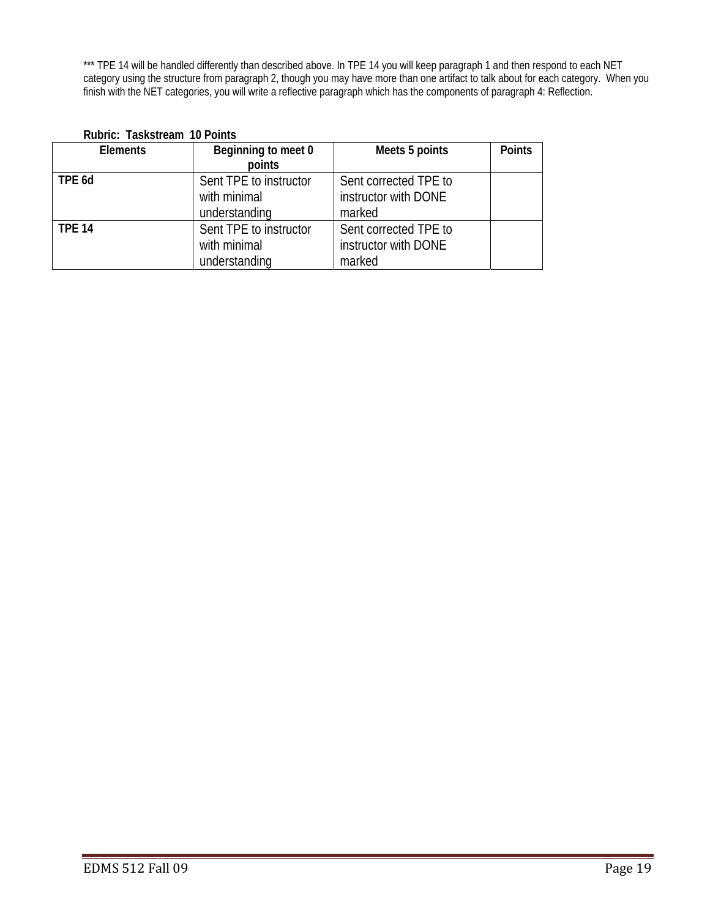*** TPE 14 will be handled differently than described above. In TPE 14 you will keep paragraph 1 and then respond to each NET category using the structure from paragraph 2, though you may have more than one artifact to talk about for each category. When you finish with the NET categories, you will write a reflective paragraph which has the components of paragraph 4: Reflection.

**Rubric: Taskstream 10 Points**

| Elements | Beginning to meet 0 points | Meets 5 points | Points |
|---|---|---|---|
| **TPE 6d** | Sent TPE to instructor with minimal understanding | Sent corrected TPE to instructor with DONE marked | |
| **TPE 14** | Sent TPE to instructor with minimal understanding | Sent corrected TPE to instructor with DONE marked | |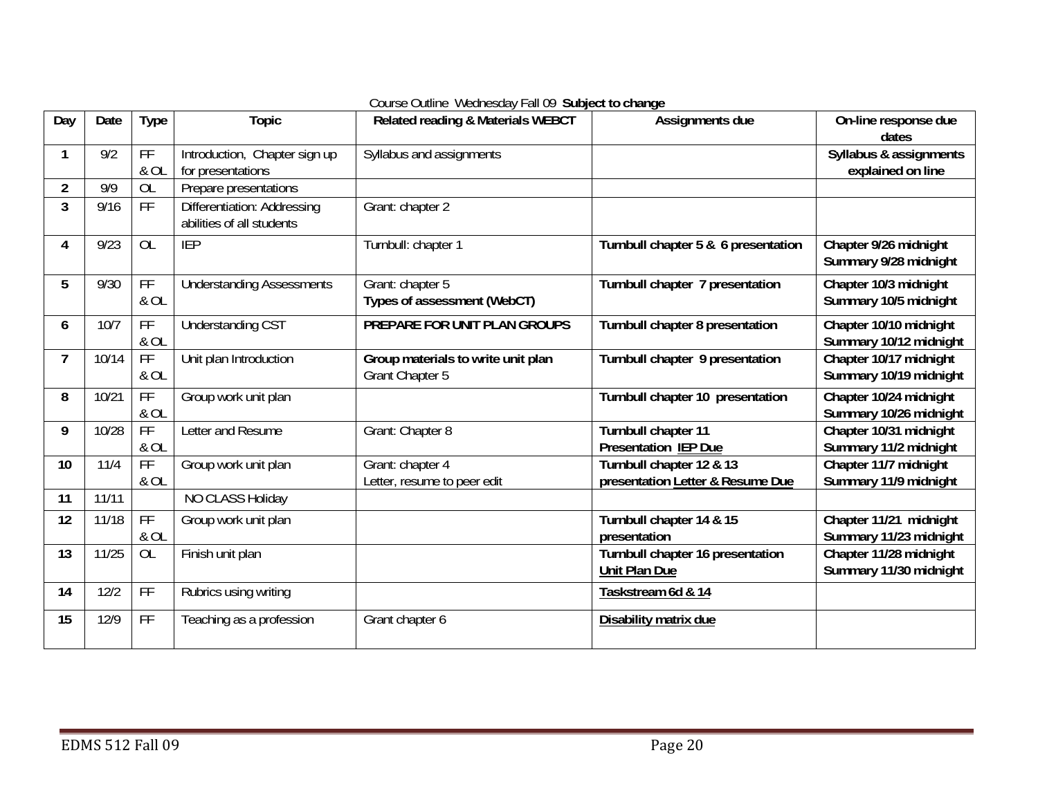Course Outline Wednesday Fall 09 **Subject to change**

| Day | Date | Type | Topic | Related reading & Materials WEBCT | Assignments due | On-line response due dates |
|---|---|---|---|---|---|---|
| **1** | 9/2 | FF & OL | Introduction, Chapter sign up for presentations | Syllabus and assignments | | **Syllabus & assignments explained on line** |
| **2** | 9/9 | OL | Prepare presentations | | | |
| **3** | 9/16 | FF | Differentiation: Addressing abilities of all students | Grant: chapter 2 | | |
| **4** | 9/23 | OL | IEP | Turnbull: chapter 1 | **Turnbull chapter 5 & 6 presentation** | **Chapter 9/26 midnight Summary 9/28 midnight** |
| **5** | 9/30 | FF & OL | Understanding Assessments | Grant: chapter 5 **Types of assessment (WebCT)** | **Turnbull chapter 7 presentation** | **Chapter 10/3 midnight Summary 10/5 midnight** |
| **6** | 10/7 | FF & OL | Understanding CST | **PREPARE FOR UNIT PLAN GROUPS** | **Turnbull chapter 8 presentation** | **Chapter 10/10 midnight Summary 10/12 midnight** |
| **7** | 10/14 | FF & OL | Unit plan Introduction | **Group materials to write unit plan** Grant Chapter 5 | **Turnbull chapter 9 presentation** | **Chapter 10/17 midnight Summary 10/19 midnight** |
| **8** | 10/21 | FF & OL | Group work unit plan | | **Turnbull chapter 10 presentation** | **Chapter 10/24 midnight Summary 10/26 midnight** |
| **9** | 10/28 | FF & OL | Letter and Resume | Grant: Chapter 8 | **Turnbull chapter 11 Presentation <u>IEP Due</u>** | **Chapter 10/31 midnight Summary 11/2 midnight** |
| **10** | 11/4 | FF & OL | Group work unit plan | Grant: chapter 4 Letter, resume to peer edit | **Turnbull chapter 12 & 13 presentation <u>Letter & Resume Due</u>** | **Chapter 11/7 midnight Summary 11/9 midnight** |
| **11** | 11/11 | | NO CLASS Holiday | | | |
| **12** | 11/18 | FF & OL | Group work unit plan | | **Turnbull chapter 14 & 15 presentation** | **Chapter 11/21 midnight Summary 11/23 midnight** |
| **13** | 11/25 | OL | Finish unit plan | | **Turnbull chapter 16 presentation <u>Unit Plan Due</u>** | **Chapter 11/28 midnight Summary 11/30 midnight** |
| **14** | 12/2 | FF | Rubrics using writing | | **<u>Taskstream 6d & 14</u>** | |
| **15** | 12/9 | FF | Teaching as a profession | Grant chapter 6 | **<u>Disability matrix due</u>** | |